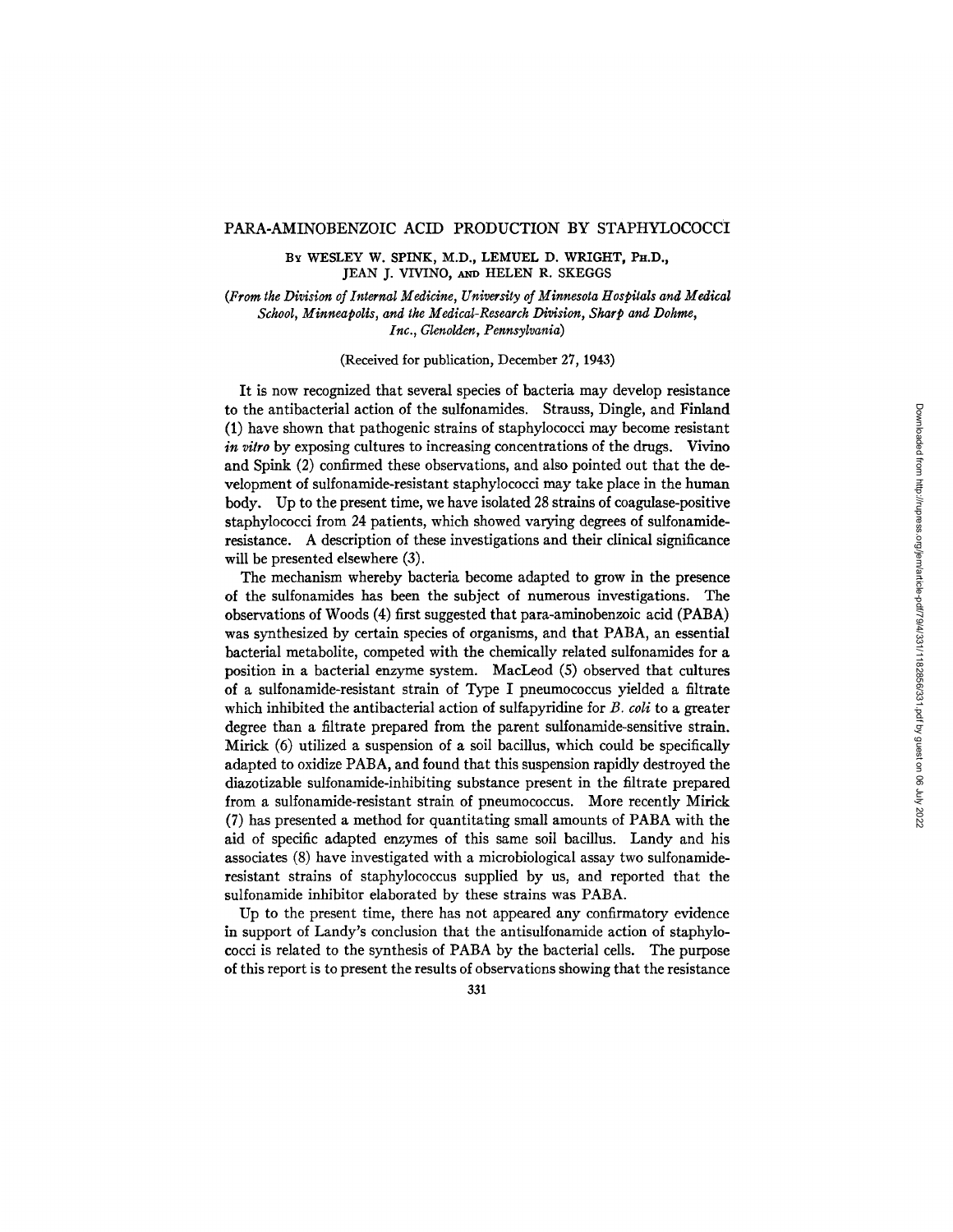# PARA-AMINOBENZOIC ACID PRODUCTION BY STAPHYLOCOCCI

By WESLEY W. SPINK, M.D., LEMUEL D. WRIGHT, Ph.D., JEAN J. VIVINO, and HELEN R. SKEGGS

*(From the Division of Internal Medicine, University of Minnesota Hospitals and Medical School, Minneapolis, and the Medical-Research Division, Sharp and Dohme, Inc., Glenolden, Pennsylvania)*

(Received for publication, December 27, 1943)

It is now recognized that several species of bacteria may develop resistance to the antibacterial action of the sulfonamides. Strauss, Dingle, and Finland (1) have shown that pathogenic strains of staphylococci may become resistant *in vitro* by exposing cultures to increasing concentrations of the drugs. Vivino and Spink (2) confirmed these observations, and also pointed out that the development of sulfonamide-resistant staphylococci may take place in the human body. Up to the present time, we have isolated 28 strains of coagulase-positive staphylococci from 24 patients, which showed varying degrees of sulfonamide-resistance. A description of these investigations and their clinical significance will be presented elsewhere (3).

The mechanism whereby bacteria become adapted to grow in the presence of the sulfonamides has been the subject of numerous investigations. The observations of Woods (4) first suggested that para-aminobenzoic acid (PABA) was synthesized by certain species of organisms, and that PABA, an essential bacterial metabolite, competed with the chemically related sulfonamides for a position in a bacterial enzyme system. MacLeod (5) observed that cultures of a sulfonamide-resistant strain of Type I pneumococcus yielded a filtrate which inhibited the antibacterial action of sulfapyridine for *B. coli* to a greater degree than a filtrate prepared from the parent sulfonamide-sensitive strain. Mirick (6) utilized a suspension of a soil bacillus, which could be specifically adapted to oxidize PABA, and found that this suspension rapidly destroyed the diazotizable sulfonamide-inhibiting substance present in the filtrate prepared from a sulfonamide-resistant strain of pneumococcus. More recently Mirick (7) has presented a method for quantitating small amounts of PABA with the aid of specific adapted enzymes of this same soil bacillus. Landy and his associates (8) have investigated with a microbiological assay two sulfonamide-resistant strains of staphylococcus supplied by us, and reported that the sulfonamide inhibitor elaborated by these strains was PABA.

Up to the present time, there has not appeared any confirmatory evidence in support of Landy's conclusion that the antisulfonamide action of staphylococci is related to the synthesis of PABA by the bacterial cells. The purpose of this report is to present the results of observations showing that the resistance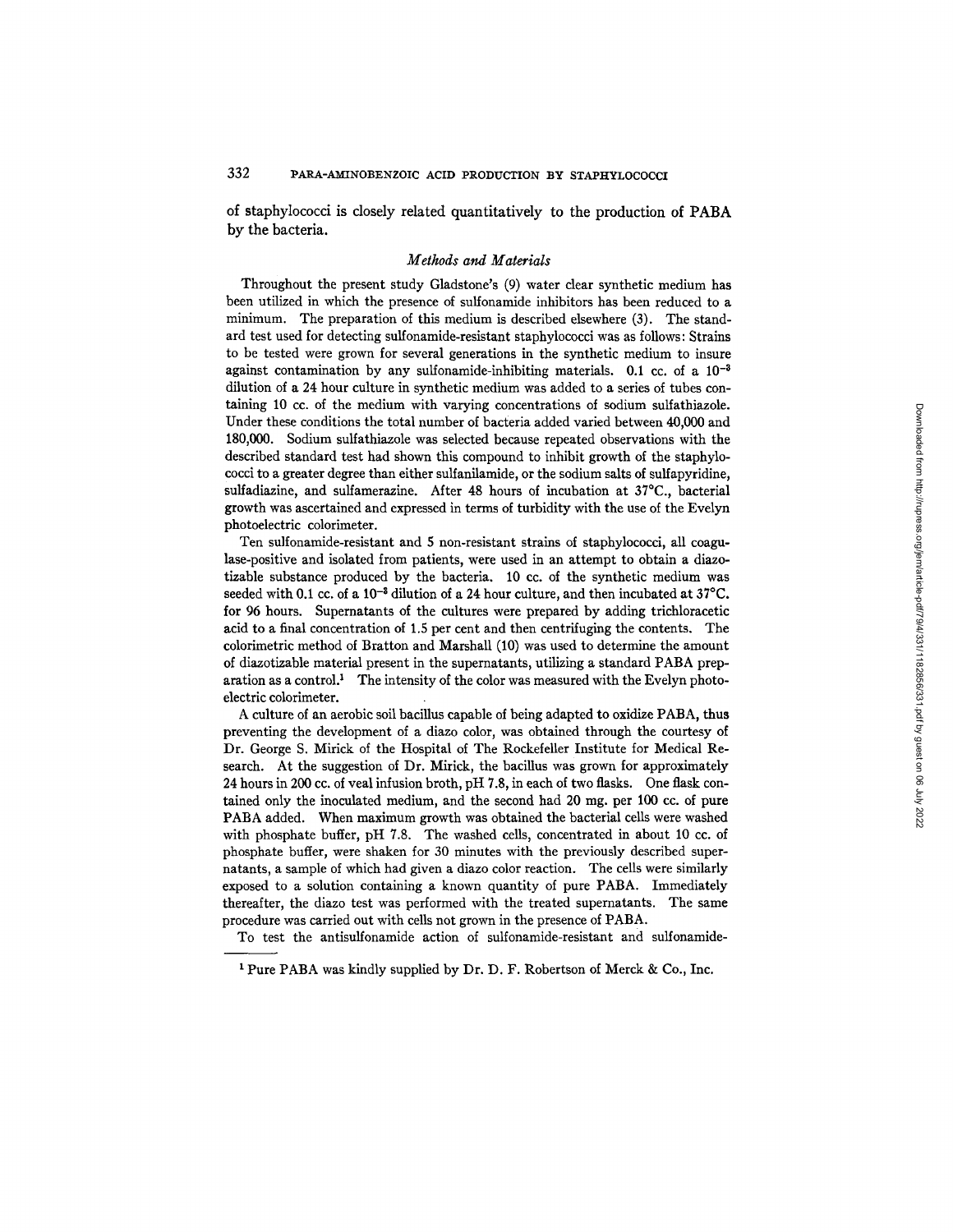of staphylococci is closely related quantitatively to the production of PABA by the bacteria.

### *Methods and Materials*

Throughout the present study Gladstone's (9) water clear synthetic medium has been utilized in which the presence of sulfonamide inhibitors has been reduced to a minimum. The preparation of this medium is described elsewhere (3). The standard test used for detecting sulfonamide-resistant staphylococci was as follows: Strains to be tested were grown for several generations in the synthetic medium to insure against contamination by any sulfonamide-inhibiting materials. 0.1 cc. of a $10^{-3}$ dilution of a 24 hour culture in synthetic medium was added to a series of tubes containing 10 cc. of the medium with varying concentrations of sodium sulfathiazole. Under these conditions the total number of bacteria added varied between 40,000 and 180,000. Sodium sulfathiazole was selected because repeated observations with the described standard test had shown this compound to inhibit growth of the staphylococci to a greater degree than either sulfanilamide, or the sodium salts of sulfapyridine, sulfadiazine, and sulfamerazine. After 48 hours of incubation at 37°C., bacterial growth was ascertained and expressed in terms of turbidity with the use of the Evelyn photoelectric colorimeter.

Ten sulfonamide-resistant and 5 non-resistant strains of staphylococci, all coagulase-positive and isolated from patients, were used in an attempt to obtain a diazotizable substance produced by the bacteria. 10 cc. of the synthetic medium was seeded with 0.1 cc. of a $10^{-3}$ dilution of a 24 hour culture, and then incubated at 37°C. for 96 hours. Supernatants of the cultures were prepared by adding trichloracetic acid to a final concentration of 1.5 per cent and then centrifuging the contents. The colorimetric method of Bratton and Marshall (10) was used to determine the amount of diazotizable material present in the supernatants, utilizing a standard PABA preparation as a control.[1] The intensity of the color was measured with the Evelyn photoelectric colorimeter.

A culture of an aerobic soil bacillus capable of being adapted to oxidize PABA, thus preventing the development of a diazo color, was obtained through the courtesy of Dr. George S. Mirick of the Hospital of The Rockefeller Institute for Medical Research. At the suggestion of Dr. Mirick, the bacillus was grown for approximately 24 hours in 200 cc. of veal infusion broth, pH 7.8, in each of two flasks. One flask contained only the inoculated medium, and the second had 20 mg. per 100 cc. of pure PABA added. When maximum growth was obtained the bacterial cells were washed with phosphate buffer, pH 7.8. The washed cells, concentrated in about 10 cc. of phosphate buffer, were shaken for 30 minutes with the previously described supernatants, a sample of which had given a diazo color reaction. The cells were similarly exposed to a solution containing a known quantity of pure PABA. Immediately thereafter, the diazo test was performed with the treated supernatants. The same procedure was carried out with cells not grown in the presence of PABA.

To test the antisulfonamide action of sulfonamide-resistant and sulfonamide-

[1] Pure PABA was kindly supplied by Dr. D. F. Robertson of Merck & Co., Inc.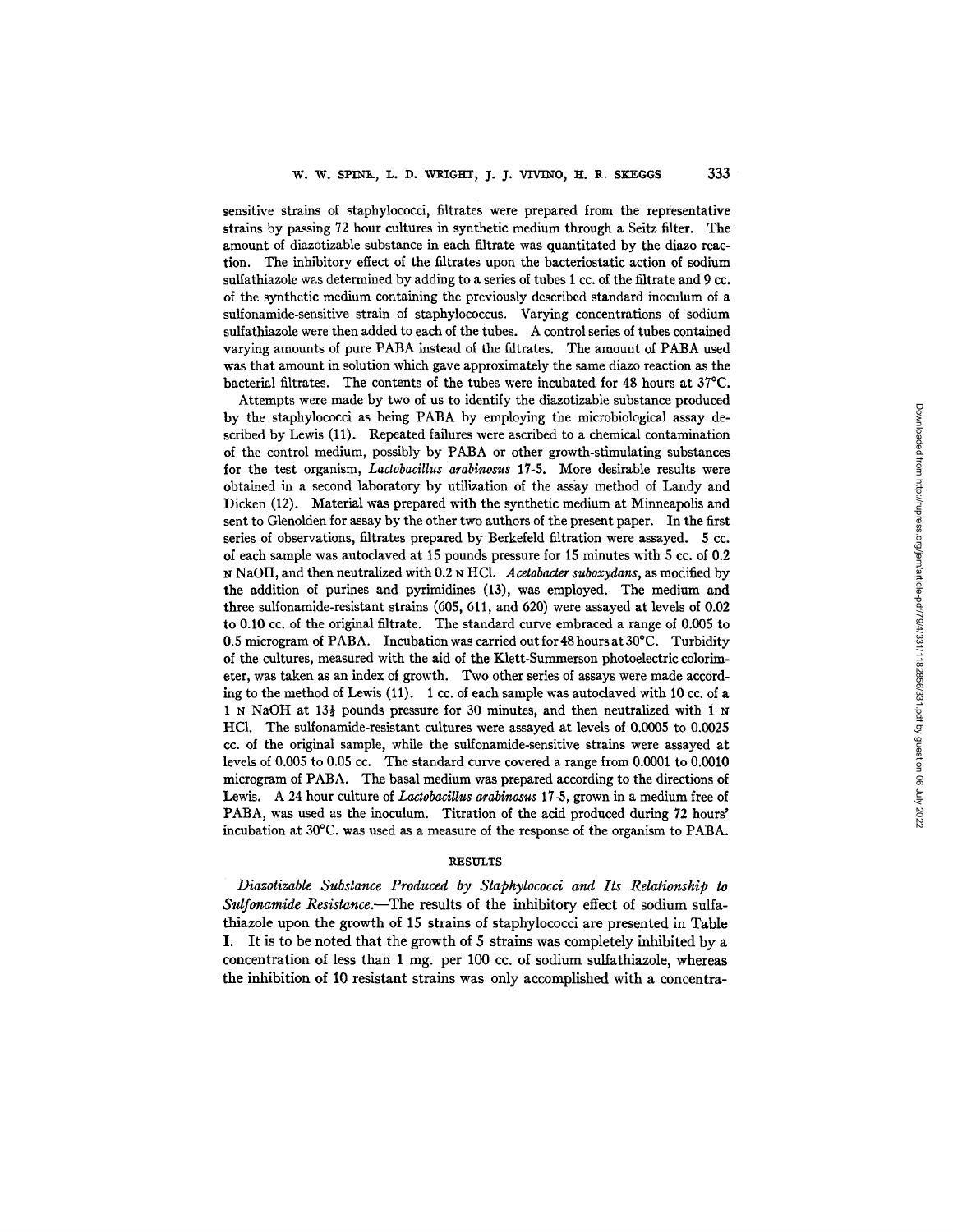sensitive strains of staphylococci, filtrates were prepared from the representative strains by passing 72 hour cultures in synthetic medium through a Seitz filter. The amount of diazotizable substance in each filtrate was quantitated by the diazo reaction. The inhibitory effect of the filtrates upon the bacteriostatic action of sodium sulfathiazole was determined by adding to a series of tubes 1 cc. of the filtrate and 9 cc. of the synthetic medium containing the previously described standard inoculum of a sulfonamide-sensitive strain of staphylococcus. Varying concentrations of sodium sulfathiazole were then added to each of the tubes. A control series of tubes contained varying amounts of pure PABA instead of the filtrates. The amount of PABA used was that amount in solution which gave approximately the same diazo reaction as the bacterial filtrates. The contents of the tubes were incubated for 48 hours at 37°C.

Attempts were made by two of us to identify the diazotizable substance produced by the staphylococci as being PABA by employing the microbiological assay described by Lewis (11). Repeated failures were ascribed to a chemical contamination of the control medium, possibly by PABA or other growth-stimulating substances for the test organism, *Lactobacillus arabinosus* 17-5. More desirable results were obtained in a second laboratory by utilization of the assay method of Landy and Dicken (12). Material was prepared with the synthetic medium at Minneapolis and sent to Glenolden for assay by the other two authors of the present paper. In the first series of observations, filtrates prepared by Berkefeld filtration were assayed. 5 cc. of each sample was autoclaved at 15 pounds pressure for 15 minutes with 5 cc. of 0.2 N NaOH, and then neutralized with 0.2 N HCl. *Acetobacter suboxydans*, as modified by the addition of purines and pyrimidines (13), was employed. The medium and three sulfonamide-resistant strains (605, 611, and 620) were assayed at levels of 0.02 to 0.10 cc. of the original filtrate. The standard curve embraced a range of 0.005 to 0.5 microgram of PABA. Incubation was carried out for 48 hours at 30°C. Turbidity of the cultures, measured with the aid of the Klett-Summerson photoelectric colorimeter, was taken as an index of growth. Two other series of assays were made according to the method of Lewis (11). 1 cc. of each sample was autoclaved with 10 cc. of a 1 N NaOH at 13½ pounds pressure for 30 minutes, and then neutralized with 1 N HCl. The sulfonamide-resistant cultures were assayed at levels of 0.0005 to 0.0025 cc. of the original sample, while the sulfonamide-sensitive strains were assayed at levels of 0.005 to 0.05 cc. The standard curve covered a range from 0.0001 to 0.0010 microgram of PABA. The basal medium was prepared according to the directions of Lewis. A 24 hour culture of *Lactobacillus arabinosus* 17-5, grown in a medium free of PABA, was used as the inoculum. Titration of the acid produced during 72 hours' incubation at 30°C. was used as a measure of the response of the organism to PABA.

## RESULTS

*Diazotizable Substance Produced by Staphylococci and Its Relationship to Sulfonamide Resistance.*—The results of the inhibitory effect of sodium sulfathiazole upon the growth of 15 strains of staphylococci are presented in Table I. It is to be noted that the growth of 5 strains was completely inhibited by a concentration of less than 1 mg. per 100 cc. of sodium sulfathiazole, whereas the inhibition of 10 resistant strains was only accomplished with a concentra-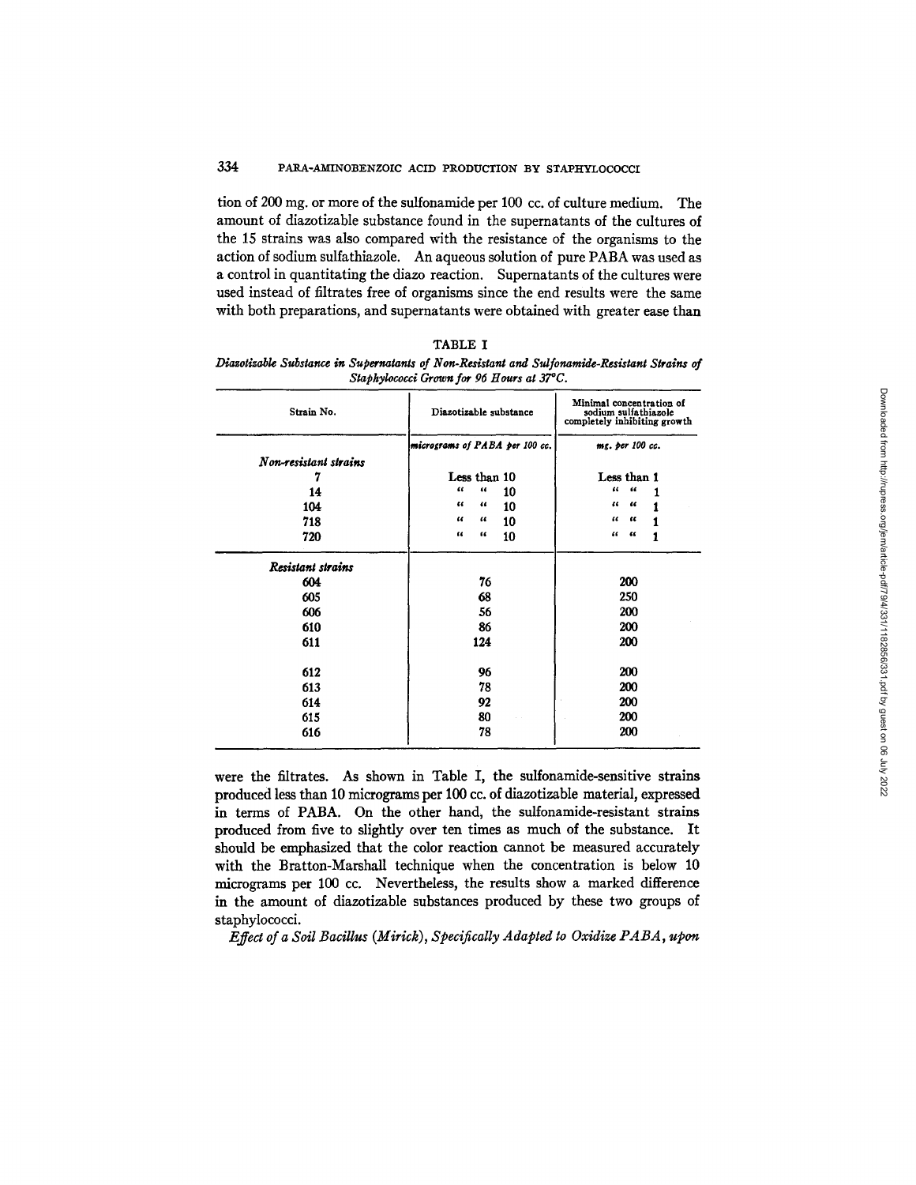tion of 200 mg. or more of the sulfonamide per 100 cc. of culture medium. The amount of diazotizable substance found in the supernatants of the cultures of the 15 strains was also compared with the resistance of the organisms to the action of sodium sulfathiazole. An aqueous solution of pure PABA was used as a control in quantitating the diazo reaction. Supernatants of the cultures were used instead of filtrates free of organisms since the end results were the same with both preparations, and supernatants were obtained with greater ease than were the filtrates. As shown in Table I, the sulfonamide-sensitive strains produced less than 10 micrograms per 100 cc. of diazotizable material, expressed in terms of PABA. On the other hand, the sulfonamide-resistant strains produced from five to slightly over ten times as much of the substance. It should be emphasized that the color reaction cannot be measured accurately with the Bratton-Marshall technique when the concentration is below 10 micrograms per 100 cc. Nevertheless, the results show a marked difference in the amount of diazotizable substances produced by these two groups of staphylococci.

TABLE I

*Diazotizable Substance in Supernatants of Non-Resistant and Sulfonamide-Resistant Strains of Staphylococci Grown for 96 Hours at 37°C.*

| Strain No. | Diazotizable substance | Minimal concentration of sodium sulfathiazole completely inhibiting growth |
|---|---|---|
| | *micrograms of PABA per 100 cc.* | *mg. per 100 cc.* |
| ***Non-resistant strains*** | | |
| 7 | Less than 10 | Less than 1 |
| 14 | " " 10 | " " 1 |
| 104 | " " 10 | " " 1 |
| 718 | " " 10 | " " 1 |
| 720 | " " 10 | " " 1 |
| ***Resistant strains*** | | |
| 604 | 76 | 200 |
| 605 | 68 | 250 |
| 606 | 56 | 200 |
| 610 | 86 | 200 |
| 611 | 124 | 200 |
| 612 | 96 | 200 |
| 613 | 78 | 200 |
| 614 | 92 | 200 |
| 615 | 80 | 200 |
| 616 | 78 | 200 |

*Effect of a Soil Bacillus (Mirick), Specifically Adapted to Oxidize PABA, upon*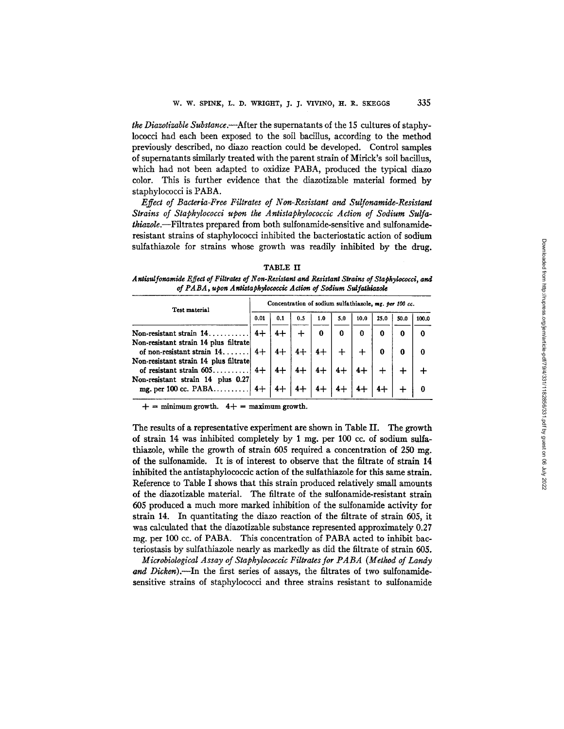*the Diazotizable Substance.*—After the supernatants of the 15 cultures of staphylococci had each been exposed to the soil bacillus, according to the method previously described, no diazo reaction could be developed. Control samples of supernatants similarly treated with the parent strain of Mirick's soil bacillus, which had not been adapted to oxidize PABA, produced the typical diazo color. This is further evidence that the diazotizable material formed by staphylococci is PABA.

*Effect of Bacteria-Free Filtrates of Non-Resistant and Sulfonamide-Resistant Strains of Staphylococci upon the Antistaphylococcic Action of Sodium Sulfathiazole.*—Filtrates prepared from both sulfonamide-sensitive and sulfonamide-resistant strains of staphylococci inhibited the bacteriostatic action of sodium sulfathiazole for strains whose growth was readily inhibited by the drug.

TABLE II

*Antisulfonamide Effect of Filtrates of Non-Resistant and Resistant Strains of Staphylococci, and of PABA, upon Antistaphylococcic Action of Sodium Sulfathiazole*

| Test material | Concentration of sodium sulfathiazole, *mg. per 100 cc.* | | | | | | | | |
|---|---|---|---|---|---|---|---|---|---|
| | 0.01 | 0.1 | 0.5 | 1.0 | 5.0 | 10.0 | 25.0 | 50.0 | 100.0 |
| Non-resistant strain 14........... | 4+ | 4+ | + | 0 | 0 | 0 | 0 | 0 | 0 |
| Non-resistant strain 14 plus filtrate of non-resistant strain 14....... | 4+ | 4+ | 4+ | 4+ | + | + | 0 | 0 | 0 |
| Non-resistant strain 14 plus filtrate of resistant strain 605.......... | 4+ | 4+ | 4+ | 4+ | 4+ | 4+ | + | + | + |
| Non-resistant strain 14 plus 0.27 mg. per 100 cc. PABA.......... | 4+ | 4+ | 4+ | 4+ | 4+ | 4+ | 4+ | + | 0 |

+ = minimum growth. 4+ = maximum growth.

The results of a representative experiment are shown in Table II. The growth of strain 14 was inhibited completely by 1 mg. per 100 cc. of sodium sulfathiazole, while the growth of strain 605 required a concentration of 250 mg. of the sulfonamide. It is of interest to observe that the filtrate of strain 14 inhibited the antistaphylococcic action of the sulfathiazole for this same strain. Reference to Table I shows that this strain produced relatively small amounts of the diazotizable material. The filtrate of the sulfonamide-resistant strain 605 produced a much more marked inhibition of the sulfonamide activity for strain 14. In quantitating the diazo reaction of the filtrate of strain 605, it was calculated that the diazotizable substance represented approximately 0.27 mg. per 100 cc. of PABA. This concentration of PABA acted to inhibit bacteriostasis by sulfathiazole nearly as markedly as did the filtrate of strain 605.

*Microbiological Assay of Staphylococcic Filtrates for PABA (Method of Landy and Dicken).*—In the first series of assays, the filtrates of two sulfonamide-sensitive strains of staphylococci and three strains resistant to sulfonamide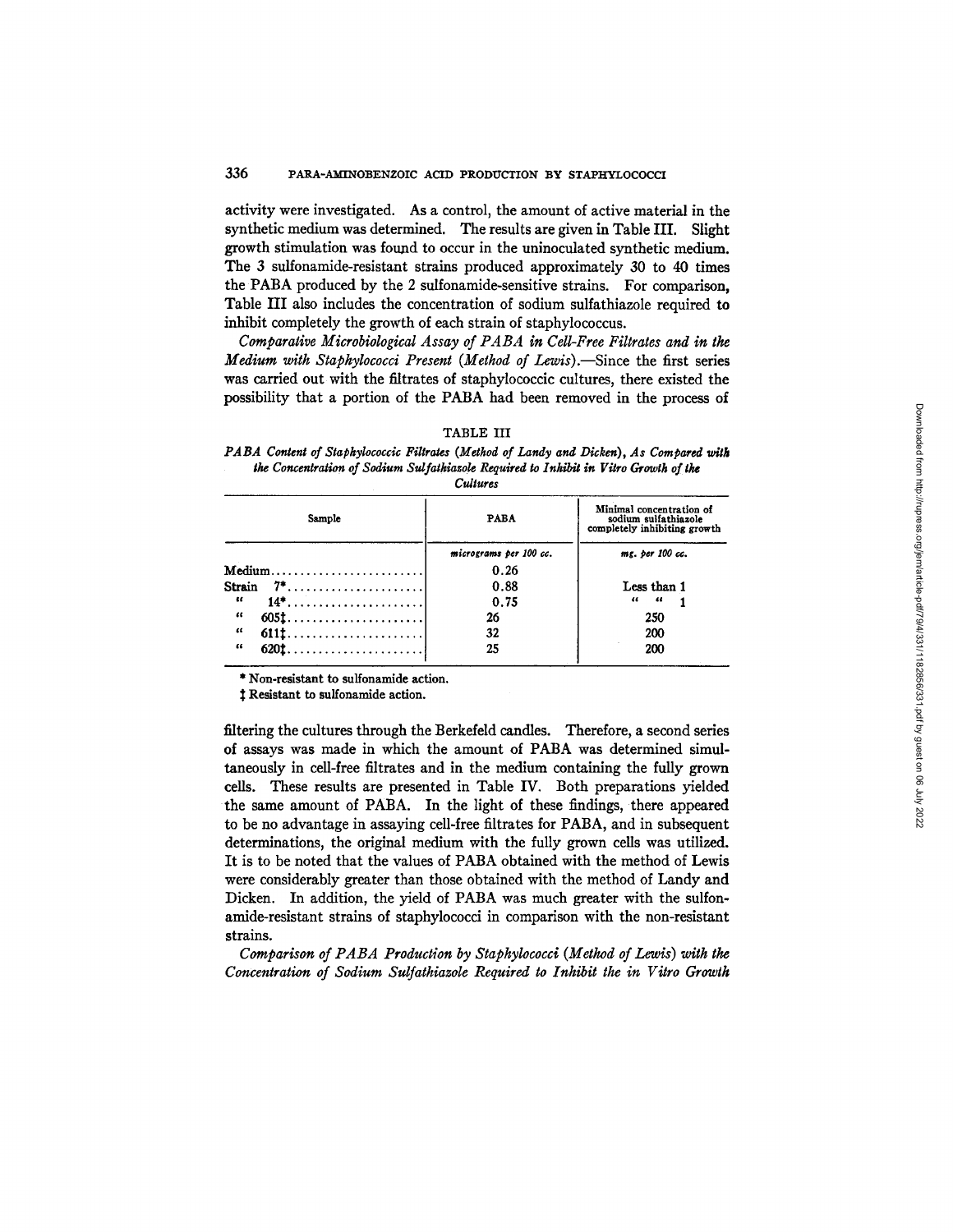activity were investigated. As a control, the amount of active material in the synthetic medium was determined. The results are given in Table III. Slight growth stimulation was found to occur in the uninoculated synthetic medium. The 3 sulfonamide-resistant strains produced approximately 30 to 40 times the PABA produced by the 2 sulfonamide-sensitive strains. For comparison, Table III also includes the concentration of sodium sulfathiazole required to inhibit completely the growth of each strain of staphylococcus.

*Comparative Microbiological Assay of PABA in Cell-Free Filtrates and in the Medium with Staphylococci Present (Method of Lewis).*—Since the first series was carried out with the filtrates of staphylococcic cultures, there existed the possibility that a portion of the PABA had been removed in the process of filtering the cultures through the Berkefeld candles. Therefore, a second series of assays was made in which the amount of PABA was determined simultaneously in cell-free filtrates and in the medium containing the fully grown cells. These results are presented in Table IV. Both preparations yielded the same amount of PABA. In the light of these findings, there appeared to be no advantage in assaying cell-free filtrates for PABA, and in subsequent determinations, the original medium with the fully grown cells was utilized. It is to be noted that the values of PABA obtained with the method of Lewis were considerably greater than those obtained with the method of Landy and Dicken. In addition, the yield of PABA was much greater with the sulfonamide-resistant strains of staphylococci in comparison with the non-resistant strains.

TABLE III

*PABA Content of Staphylococcic Filtrates (Method of Landy and Dicken), As Compared with the Concentration of Sodium Sulfathiazole Required to Inhibit in Vitro Growth of the Cultures*

| Sample | PABA | Minimal concentration of sodium sulfathiazole completely inhibiting growth |
|---|---|---|
| | *micrograms per 100 cc.* | *mg. per 100 cc.* |
| Medium | 0.26 | |
| Strain 7* | 0.88 | Less than 1 |
| " 14* | 0.75 | " " 1 |
| " 605‡ | 26 | 250 |
| " 611‡ | 32 | 200 |
| " 620‡ | 25 | 200 |

\* Non-resistant to sulfonamide action.

‡ Resistant to sulfonamide action.

*Comparison of PABA Production by Staphylococci (Method of Lewis) with the Concentration of Sodium Sulfathiazole Required to Inhibit the in Vitro Growth*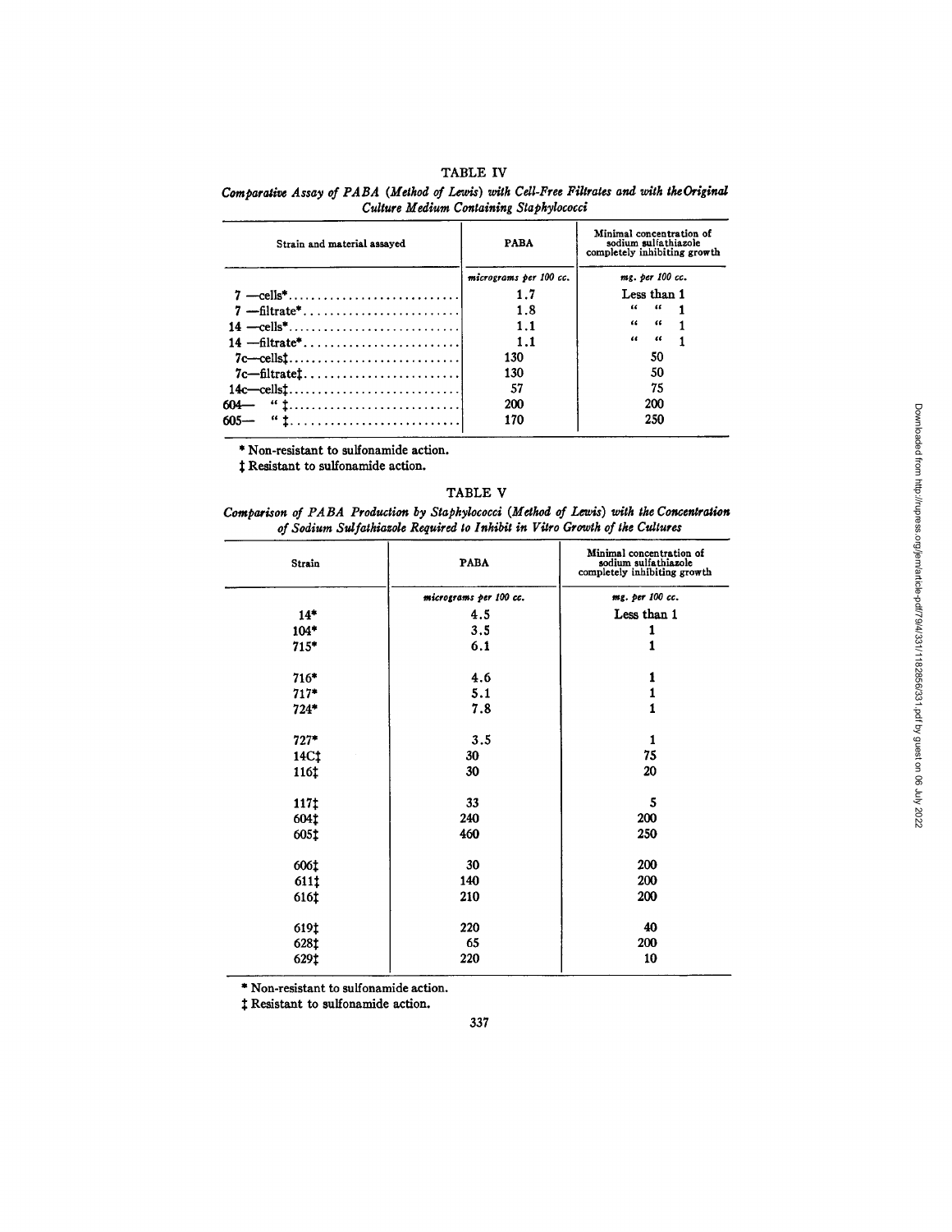TABLE IV

*Comparative Assay of PABA (Method of Lewis) with Cell-Free Filtrates and with the Original Culture Medium Containing Staphylococci*

| Strain and material assayed | PABA | Minimal concentration of sodium sulfathiazole completely inhibiting growth |
|---|---|---|
| | *micrograms per 100 cc.* | *mg. per 100 cc.* |
| 7 —cells* | 1.7 | Less than 1 |
| 7 —filtrate* | 1.8 | " " 1 |
| 14 —cells* | 1.1 | " " 1 |
| 14 —filtrate* | 1.1 | " " 1 |
| 7c—cells‡ | 130 | 50 |
| 7c—filtrate‡ | 130 | 50 |
| 14c—cells‡ | 57 | 75 |
| 604— " ‡ | 200 | 200 |
| 605— " ‡ | 170 | 250 |

\* Non-resistant to sulfonamide action.

‡ Resistant to sulfonamide action.

TABLE V

*Comparison of PABA Production by Staphylococci (Method of Lewis) with the Concentration of Sodium Sulfathiazole Required to Inhibit in Vitro Growth of the Cultures*

| Strain | PABA | Minimal concentration of sodium sulfathiazole completely inhibiting growth |
|---|---|---|
| | *micrograms per 100 cc.* | *mg. per 100 cc.* |
| 14* | 4.5 | Less than 1 |
| 104* | 3.5 | 1 |
| 715* | 6.1 | 1 |
| 716* | 4.6 | 1 |
| 717* | 5.1 | 1 |
| 724* | 7.8 | 1 |
| 727* | 3.5 | 1 |
| 14C‡ | 30 | 75 |
| 116‡ | 30 | 20 |
| 117‡ | 33 | 5 |
| 604‡ | 240 | 200 |
| 605‡ | 460 | 250 |
| 606‡ | 30 | 200 |
| 611‡ | 140 | 200 |
| 616‡ | 210 | 200 |
| 619‡ | 220 | 40 |
| 628‡ | 65 | 200 |
| 629‡ | 220 | 10 |

\* Non-resistant to sulfonamide action.

‡ Resistant to sulfonamide action.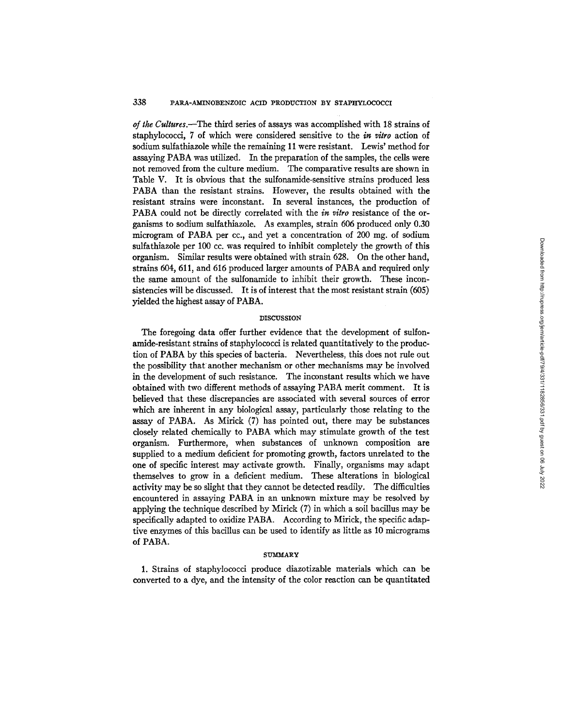*of the Cultures*.—The third series of assays was accomplished with 18 strains of staphylococci, 7 of which were considered sensitive to the *in vitro* action of sodium sulfathiazole while the remaining 11 were resistant. Lewis' method for assaying PABA was utilized. In the preparation of the samples, the cells were not removed from the culture medium. The comparative results are shown in Table V. It is obvious that the sulfonamide-sensitive strains produced less PABA than the resistant strains. However, the results obtained with the resistant strains were inconstant. In several instances, the production of PABA could not be directly correlated with the *in vitro* resistance of the organisms to sodium sulfathiazole. As examples, strain 606 produced only 0.30 microgram of PABA per cc., and yet a concentration of 200 mg. of sodium sulfathiazole per 100 cc. was required to inhibit completely the growth of this organism. Similar results were obtained with strain 628. On the other hand, strains 604, 611, and 616 produced larger amounts of PABA and required only the same amount of the sulfonamide to inhibit their growth. These inconsistencies will be discussed. It is of interest that the most resistant strain (605) yielded the highest assay of PABA.

## DISCUSSION

The foregoing data offer further evidence that the development of sulfonamide-resistant strains of staphylococci is related quantitatively to the production of PABA by this species of bacteria. Nevertheless, this does not rule out the possibility that another mechanism or other mechanisms may be involved in the development of such resistance. The inconstant results which we have obtained with two different methods of assaying PABA merit comment. It is believed that these discrepancies are associated with several sources of error which are inherent in any biological assay, particularly those relating to the assay of PABA. As Mirick (7) has pointed out, there may be substances closely related chemically to PABA which may stimulate growth of the test organism. Furthermore, when substances of unknown composition are supplied to a medium deficient for promoting growth, factors unrelated to the one of specific interest may activate growth. Finally, organisms may adapt themselves to grow in a deficient medium. These alterations in biological activity may be so slight that they cannot be detected readily. The difficulties encountered in assaying PABA in an unknown mixture may be resolved by applying the technique described by Mirick (7) in which a soil bacillus may be specifically adapted to oxidize PABA. According to Mirick, the specific adaptive enzymes of this bacillus can be used to identify as little as 10 micrograms of PABA.

## SUMMARY

1. Strains of staphylococci produce diazotizable materials which can be converted to a dye, and the intensity of the color reaction can be quantitated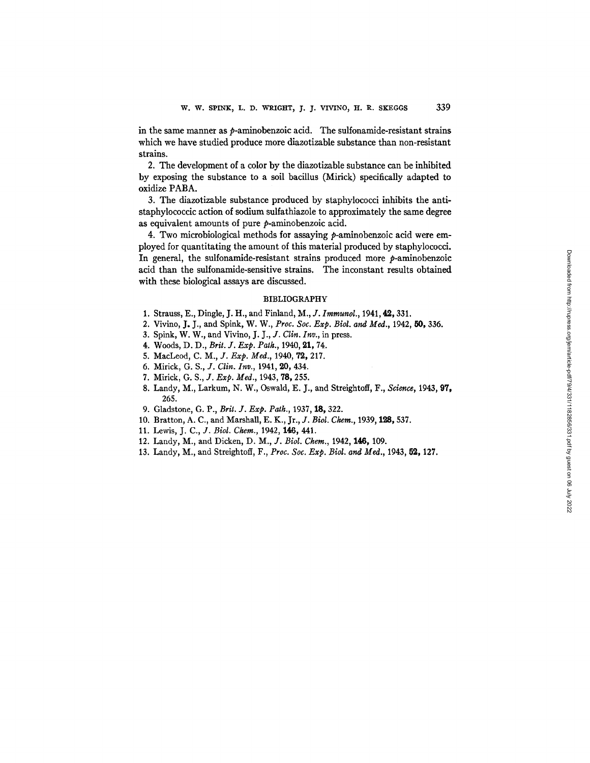in the same manner as *p*-aminobenzoic acid. The sulfonamide-resistant strains which we have studied produce more diazotizable substance than non-resistant strains.

2. The development of a color by the diazotizable substance can be inhibited by exposing the substance to a soil bacillus (Mirick) specifically adapted to oxidize PABA.

3. The diazotizable substance produced by staphylococci inhibits the anti-staphylococcic action of sodium sulfathiazole to approximately the same degree as equivalent amounts of pure *p*-aminobenzoic acid.

4. Two microbiological methods for assaying *p*-aminobenzoic acid were employed for quantitating the amount of this material produced by staphylococci. In general, the sulfonamide-resistant strains produced more *p*-aminobenzoic acid than the sulfonamide-sensitive strains. The inconstant results obtained with these biological assays are discussed.

## BIBLIOGRAPHY

1. Strauss, E., Dingle, J. H., and Finland, M., *J. Immunol.*, 1941, **42,** 331.
2. Vivino, J. J., and Spink, W. W., *Proc. Soc. Exp. Biol. and Med.*, 1942, **50,** 336.
3. Spink, W. W., and Vivino, J. J., *J. Clin. Inv.*, in press.
4. Woods, D. D., *Brit. J. Exp. Path.*, 1940, **21,** 74.
5. MacLeod, C. M., *J. Exp. Med.*, 1940, **72,** 217.
6. Mirick, G. S., *J. Clin. Inv.*, 1941, **20,** 434.
7. Mirick, G. S., *J. Exp. Med.*, 1943, **78,** 255.
8. Landy, M., Larkum, N. W., Oswald, E. J., and Streightoff, F., *Science*, 1943, **97,** 265.
9. Gladstone, G. P., *Brit. J. Exp. Path.*, 1937, **18,** 322.
10. Bratton, A. C., and Marshall, E. K., Jr., *J. Biol. Chem.*, 1939, **128,** 537.
11. Lewis, J. C., *J. Biol. Chem.*, 1942, **146,** 441.
12. Landy, M., and Dicken, D. M., *J. Biol. Chem.*, 1942, **146,** 109.
13. Landy, M., and Streightoff, F., *Proc. Soc. Exp. Biol. and Med.*, 1943, **52,** 127.